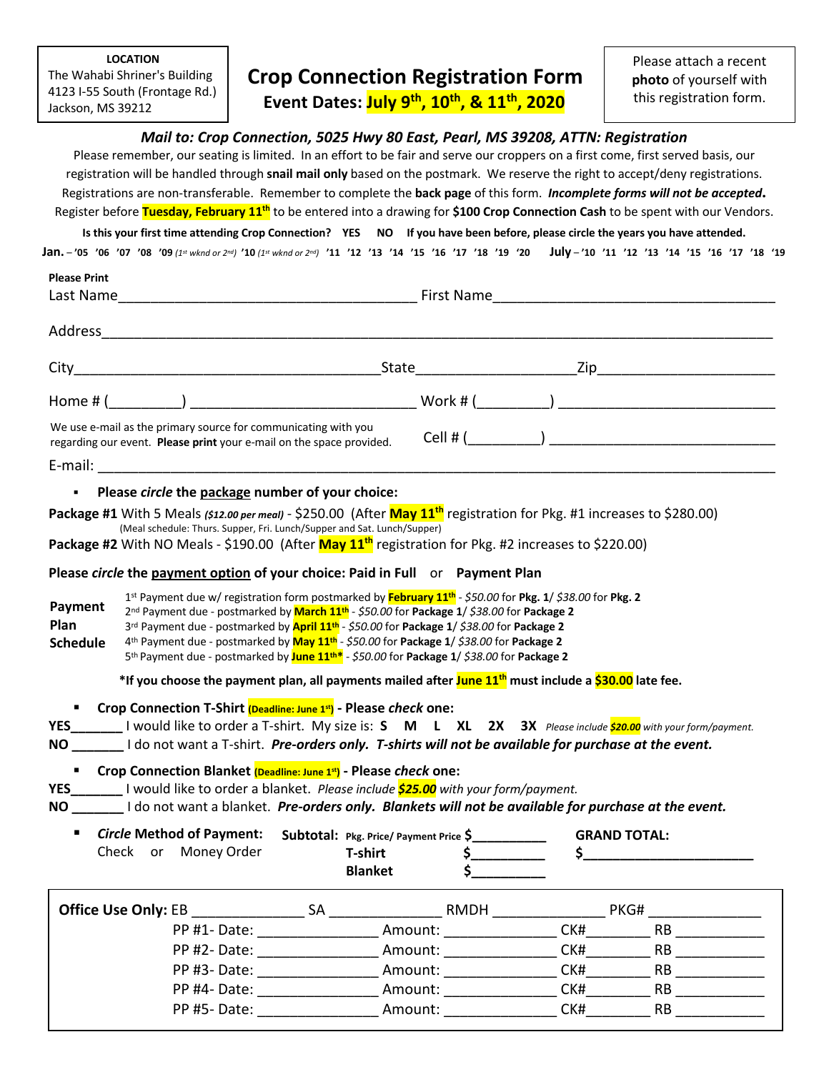**LOCATION**
The Wahabi Shriner's Building
4123 I-55 South (Frontage Rd.)
Jackson, MS 39212

# Crop Connection Registration Form

## Event Dates: July 9th, 10th, & 11th, 2020

Please attach a recent **photo** of yourself with this registration form.

***Mail to: Crop Connection, 5025 Hwy 80 East, Pearl, MS 39208, ATTN: Registration***

Please remember, our seating is limited. In an effort to be fair and serve our croppers on a first come, first served basis, our registration will be handled through **snail mail only** based on the postmark. We reserve the right to accept/deny registrations. Registrations are non-transferable. Remember to complete the **back page** of this form. ***Incomplete forms will not be accepted*.** Register before **Tuesday, February 11th** to be entered into a drawing for **$100 Crop Connection Cash** to be spent with our Vendors.

**Is this your first time attending Crop Connection? YES NO If you have been before, please circle the years you have attended.**

**Jan.** – '05 '06 '07 '08 '09 *(1st wknd or 2nd)* '10 *(1st wknd or 2nd)* '11 '12 '13 '14 '15 '16 '17 '18 '19 '20 **July** – '10 '11 '12 '13 '14 '15 '16 '17 '18 '19

**Please Print**

Last Name______________________________________ First Name____________________________________

Address_________________________________________________________________________________

City_______________________________________State____________________Zip______________________

Home # (_________) ___________________________ Work # (_________) ___________________________

We use e-mail as the primary source for communicating with you regarding our event. **Please print** your e-mail on the space provided.

Cell # (_________) ______________________________

E-mail: __________________________________________________________________________________

- **Please *circle* the package number of your choice:**

**Package #1** With 5 Meals ***($12.00 per meal)*** - $250.00 (After **May 11th** registration for Pkg. #1 increases to $280.00)
(Meal schedule: Thurs. Supper, Fri. Lunch/Supper and Sat. Lunch/Supper)

**Package #2** With NO Meals - $190.00 (After **May 11th** registration for Pkg. #2 increases to $220.00)

**Please *circle* the payment option of your choice: Paid in Full or Payment Plan**

**Payment Plan Schedule**

- 1st Payment due w/ registration form postmarked by **February 11th** - *$50.00* for **Pkg. 1**/ *$38.00* for **Pkg. 2**
- 2nd Payment due - postmarked by **March 11th** - *$50.00* for **Package 1**/ *$38.00* for **Package 2**
- 3rd Payment due - postmarked by **April 11th** - *$50.00* for **Package 1**/ *$38.00* for **Package 2**
- 4th Payment due - postmarked by **May 11th** - *$50.00* for **Package 1**/ *$38.00* for **Package 2**
- 5th Payment due - postmarked by **June 11th\*** - *$50.00* for **Package 1**/ *$38.00* for **Package 2**

**\*If you choose the payment plan, all payments mailed after June 11th must include a $30.00 late fee.**

- **Crop Connection T-Shirt (Deadline: June 1st) - Please *check* one:**

**YES**_______ I would like to order a T-shirt. My size is: **S M L XL 2X 3X** *Please include **$20.00** with your form/payment.*

**NO** _______ I do not want a T-shirt. ***Pre-orders only. T-shirts will not be available for purchase at the event.***

- **Crop Connection Blanket (Deadline: June 1st) - Please *check* one:**

**YES**_______ I would like to order a blanket. *Please include **$25.00** with your form/payment.*

**NO** _______ I do not want a blanket. ***Pre-orders only. Blankets will not be available for purchase at the event.***

- ***Circle* Method of Payment:**
  Check or Money Order

**Subtotal:**
**Pkg. Price/ Payment Price** $__________
**T-shirt** $__________
**Blanket** $__________

**GRAND TOTAL:**
$______________________

**Office Use Only:** EB ______________ SA ______________ RMDH ______________ PKG# ______________

PP #1- Date: _______________ Amount: ______________ CK#________ RB ___________
PP #2- Date: _______________ Amount: ______________ CK#________ RB ___________
PP #3- Date: _______________ Amount: ______________ CK#________ RB ___________
PP #4- Date: _______________ Amount: ______________ CK#________ RB ___________
PP #5- Date: _______________ Amount: ______________ CK#________ RB ___________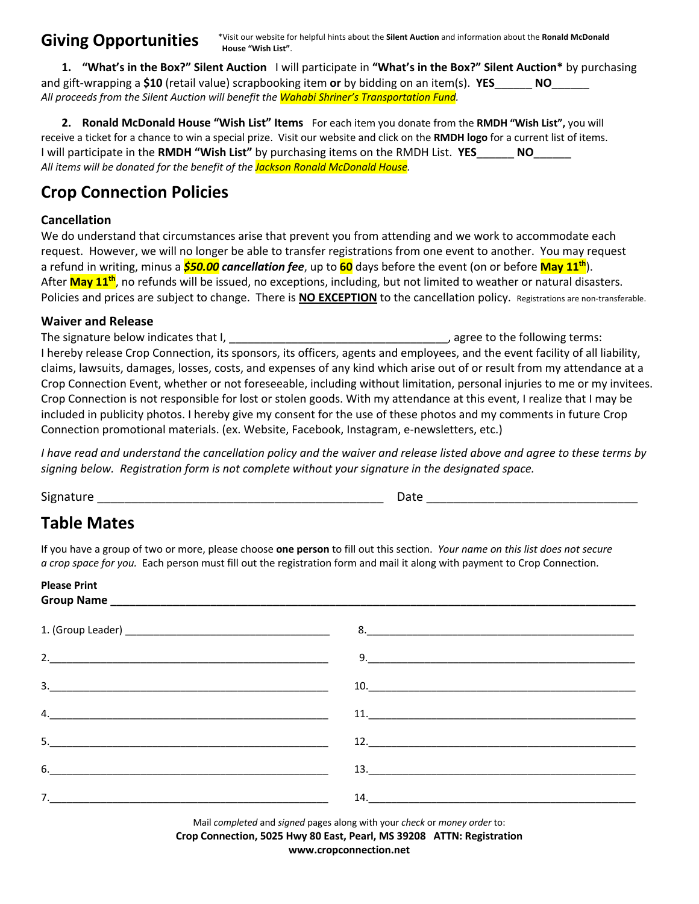## Giving Opportunities

*Visit our website for helpful hints about the **Silent Auction** and information about the **Ronald McDonald House "Wish List"**.

1. **"What's in the Box?" Silent Auction** I will participate in **"What's in the Box?" Silent Auction*** by purchasing and gift-wrapping a **$10** (retail value) scrapbooking item **or** by bidding on an item(s). **YES**______ **NO**______
*All proceeds from the Silent Auction will benefit the Wahabi Shriner's Transportation Fund.*

2. **Ronald McDonald House "Wish List" Items** For each item you donate from the **RMDH "Wish List",** you will receive a ticket for a chance to win a special prize. Visit our website and click on the **RMDH logo** for a current list of items. I will participate in the **RMDH "Wish List"** by purchasing items on the RMDH List. **YES**______ **NO**______
*All items will be donated for the benefit of the Jackson Ronald McDonald House.*

## Crop Connection Policies

### Cancellation

We do understand that circumstances arise that prevent you from attending and we work to accommodate each request. However, we will no longer be able to transfer registrations from one event to another. You may request a refund in writing, minus a ***$50.00 cancellation fee***, up to **60** days before the event (on or before **May 11th**). After **May 11th**, no refunds will be issued, no exceptions, including, but not limited to weather or natural disasters. Policies and prices are subject to change. There is **NO EXCEPTION** to the cancellation policy. Registrations are non-transferable.

### Waiver and Release

The signature below indicates that I, __________________________________, agree to the following terms:
I hereby release Crop Connection, its sponsors, its officers, agents and employees, and the event facility of all liability, claims, lawsuits, damages, losses, costs, and expenses of any kind which arise out of or result from my attendance at a Crop Connection Event, whether or not foreseeable, including without limitation, personal injuries to me or my invitees. Crop Connection is not responsible for lost or stolen goods. With my attendance at this event, I realize that I may be included in publicity photos. I hereby give my consent for the use of these photos and my comments in future Crop Connection promotional materials. (ex. Website, Facebook, Instagram, e-newsletters, etc.)

*I have read and understand the cancellation policy and the waiver and release listed above and agree to these terms by signing below. Registration form is not complete without your signature in the designated space.*

Signature __________________________________________ Date ________________________________

## Table Mates

If you have a group of two or more, please choose **one person** to fill out this section. *Your name on this list does not secure a crop space for you.* Each person must fill out the registration form and mail it along with payment to Crop Connection.

**Please Print**
**Group Name** ________________________________________________________________________________

1. (Group Leader) ___________________________________
2. ________________________________________________
3. ________________________________________________
4. ________________________________________________
5. ________________________________________________
6. ________________________________________________
7. ________________________________________________
8. ________________________________________________
9. ________________________________________________
10. ________________________________________________
11. ________________________________________________
12. ________________________________________________
13. ________________________________________________
14. ________________________________________________

Mail *completed* and *signed* pages along with your *check* or *money order* to:
**Crop Connection, 5025 Hwy 80 East, Pearl, MS 39208 ATTN: Registration**
**www.cropconnection.net**